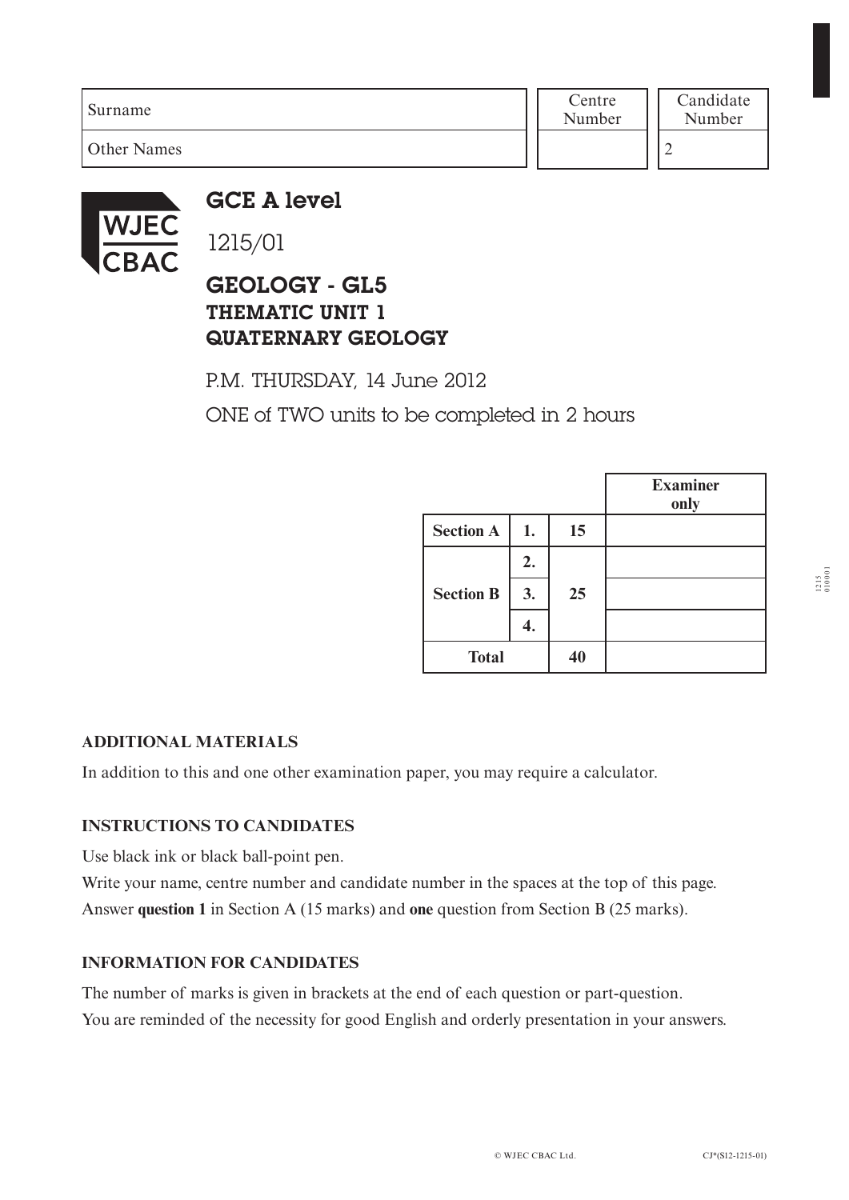| Surname | Centre Number | Candidate Number |
|---|---|---|
| Other Names | | 2 |

WJEC CBAC

# GCE A level

1215/01

## GEOLOGY - GL5
### THEMATIC UNIT 1
### QUATERNARY GEOLOGY

P.M. THURSDAY, 14 June 2012

ONE of TWO units to be completed in 2 hours

| | | | Examiner only |
|---|---|---|---|
| Section A | 1. | 15 | |
| Section B | 2. | 25 | |
| | 3. | | |
| | 4. | | |
| Total | | 40 | |

**ADDITIONAL MATERIALS**

In addition to this and one other examination paper, you may require a calculator.

**INSTRUCTIONS TO CANDIDATES**

Use black ink or black ball-point pen.

Write your name, centre number and candidate number in the spaces at the top of this page.

Answer **question 1** in Section A (15 marks) and **one** question from Section B (25 marks).

**INFORMATION FOR CANDIDATES**

The number of marks is given in brackets at the end of each question or part-question.

You are reminded of the necessity for good English and orderly presentation in your answers.

© WJEC CBAC Ltd. CJ*(S12-1215-01)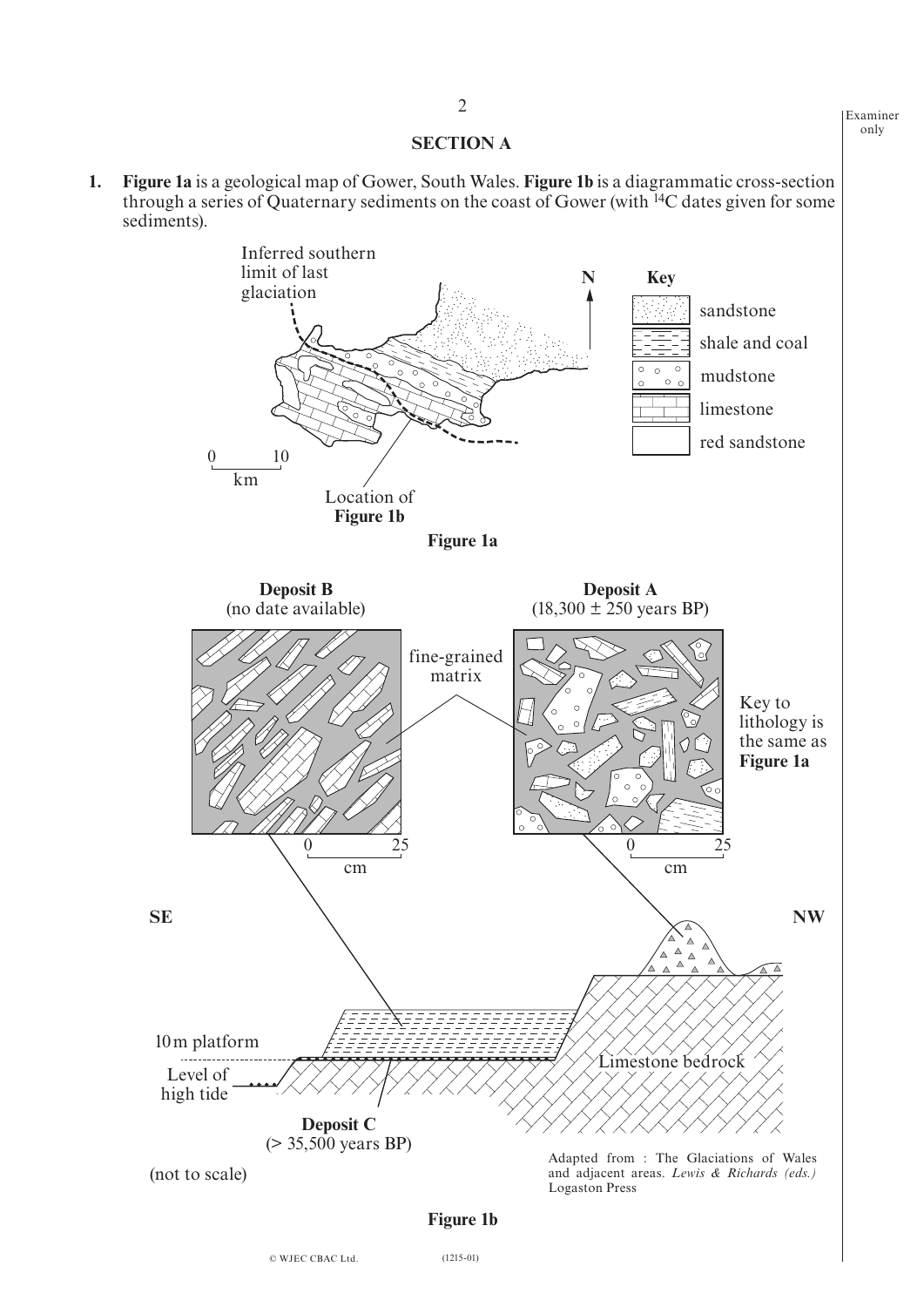## SECTION A

**1.** **Figure 1a** is a geological map of Gower, South Wales. **Figure 1b** is a diagrammatic cross-section through a series of Quaternary sediments on the coast of Gower (with $^{14}$C dates given for some sediments).

Inferred southern limit of last glaciation

N

**Key**

- sandstone
- shale and coal
- mudstone
- limestone
- red sandstone

0 10 km

Location of **Figure 1b**

**Figure 1a**

**Deposit B** (no date available)

**Deposit A** ($18,300 \pm 250$ years BP)

fine-grained matrix

Key to lithology is the same as **Figure 1a**

0 25 cm

0 25 cm

SE

NW

10 m platform

Level of high tide

Limestone bedrock

**Deposit C** (> 35,500 years BP)

(not to scale)

Adapted from : The Glaciations of Wales and adjacent areas. *Lewis & Richards (eds.)* Logaston Press

**Figure 1b**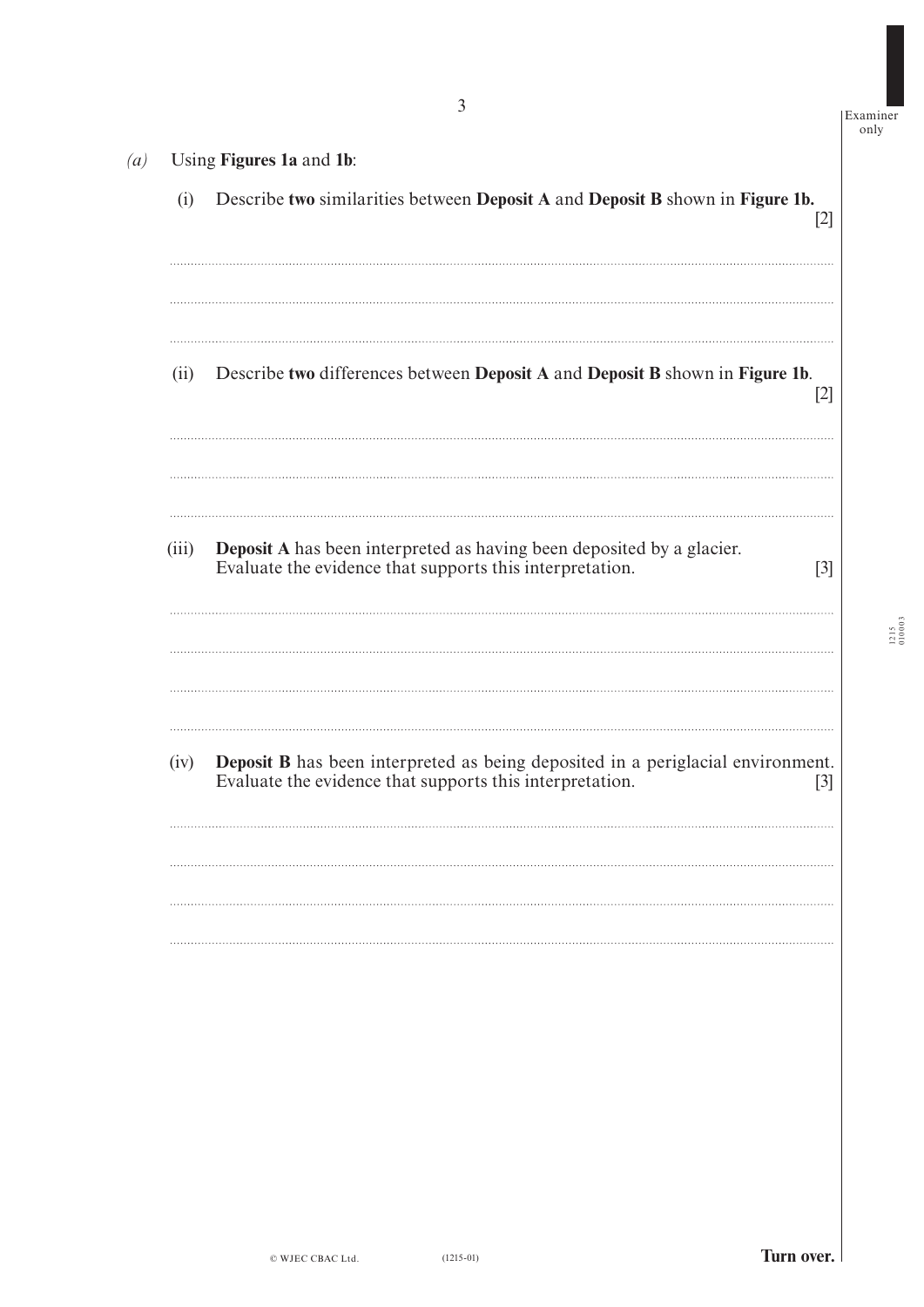*(a)* Using **Figures 1a** and **1b**:

(i) Describe **two** similarities between **Deposit A** and **Deposit B** shown in **Figure 1b.** [2]

(ii) Describe **two** differences between **Deposit A** and **Deposit B** shown in **Figure 1b**. [2]

(iii) **Deposit A** has been interpreted as having been deposited by a glacier. Evaluate the evidence that supports this interpretation. [3]

(iv) **Deposit B** has been interpreted as being deposited in a periglacial environment. Evaluate the evidence that supports this interpretation. [3]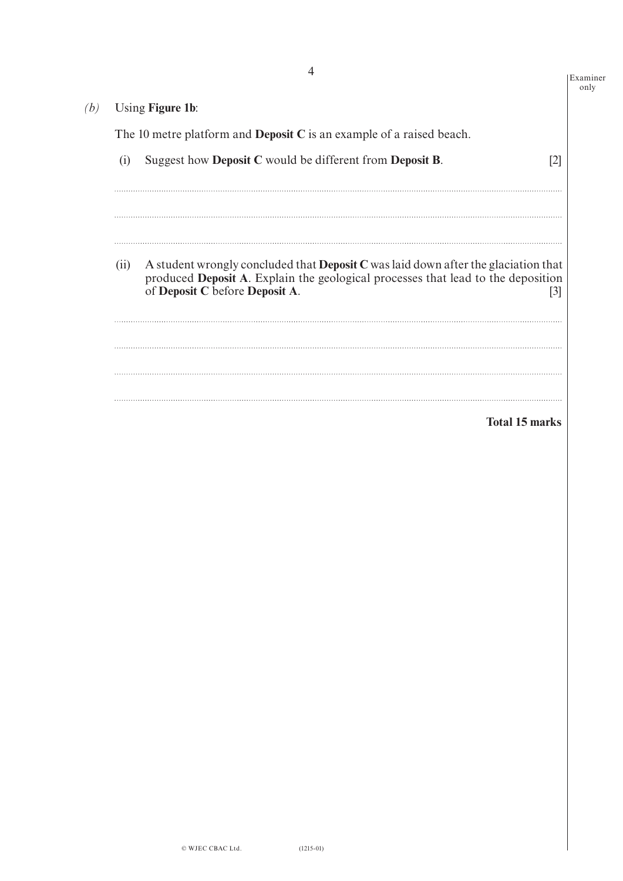*(b)* Using **Figure 1b**:

The 10 metre platform and **Deposit C** is an example of a raised beach.

(i) Suggest how **Deposit C** would be different from **Deposit B**. [2]

..............................................................................................................................................

..............................................................................................................................................

..............................................................................................................................................

(ii) A student wrongly concluded that **Deposit C** was laid down after the glaciation that produced **Deposit A**. Explain the geological processes that lead to the deposition of **Deposit C** before **Deposit A**. [3]

..............................................................................................................................................

..............................................................................................................................................

..............................................................................................................................................

..............................................................................................................................................

**Total 15 marks**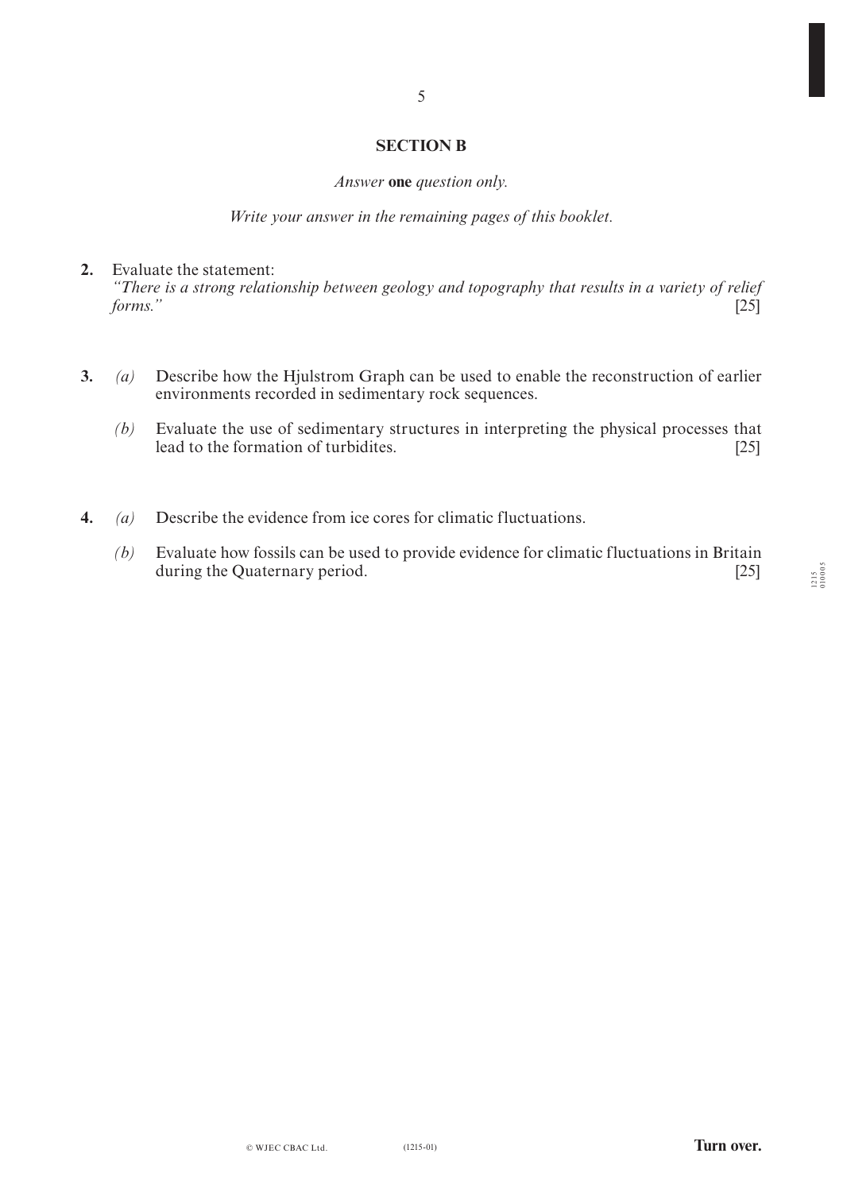## SECTION B

*Answer* **one** *question only.*

*Write your answer in the remaining pages of this booklet.*

**2.** Evaluate the statement:
*"There is a strong relationship between geology and topography that results in a variety of relief forms."* [25]

**3.** *(a)* Describe how the Hjulstrom Graph can be used to enable the reconstruction of earlier environments recorded in sedimentary rock sequences.

*(b)* Evaluate the use of sedimentary structures in interpreting the physical processes that lead to the formation of turbidites. [25]

**4.** *(a)* Describe the evidence from ice cores for climatic fluctuations.

*(b)* Evaluate how fossils can be used to provide evidence for climatic fluctuations in Britain during the Quaternary period. [25]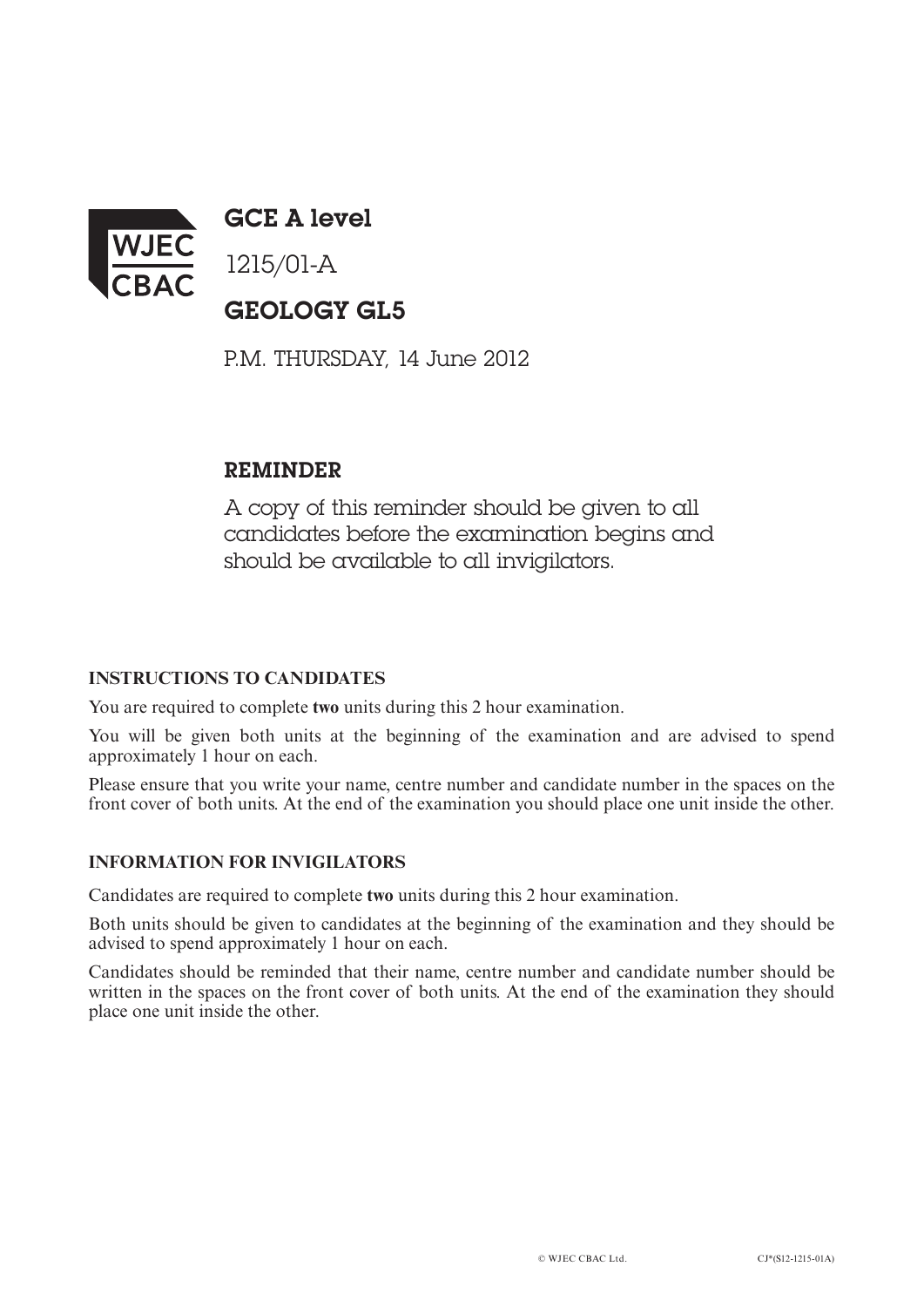# GCE A level

1215/01-A

# GEOLOGY GL5

P.M. THURSDAY, 14 June 2012

## REMINDER

A copy of this reminder should be given to all candidates before the examination begins and should be available to all invigilators.

### INSTRUCTIONS TO CANDIDATES

You are required to complete **two** units during this 2 hour examination.

You will be given both units at the beginning of the examination and are advised to spend approximately 1 hour on each.

Please ensure that you write your name, centre number and candidate number in the spaces on the front cover of both units. At the end of the examination you should place one unit inside the other.

### INFORMATION FOR INVIGILATORS

Candidates are required to complete **two** units during this 2 hour examination.

Both units should be given to candidates at the beginning of the examination and they should be advised to spend approximately 1 hour on each.

Candidates should be reminded that their name, centre number and candidate number should be written in the spaces on the front cover of both units. At the end of the examination they should place one unit inside the other.

© WJEC CBAC Ltd. CJ*(S12-1215-01A)